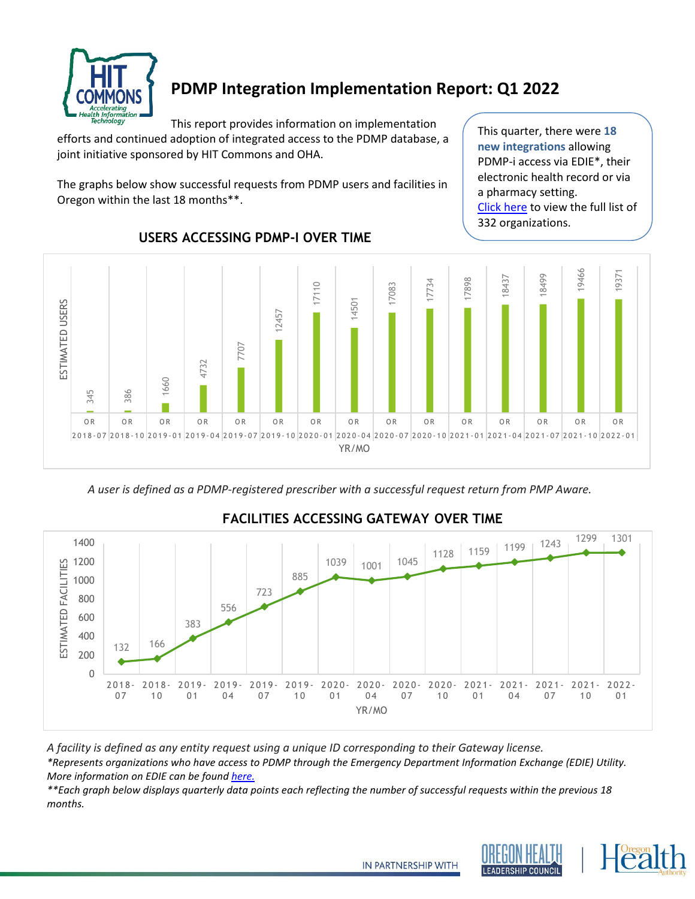# PDMP Integration Implementation Report: Q1 2022

This report provides information on implementation efforts and continued adoption of integrated access to the PDMP database, a joint initiative sponsored by HIT Commons and OHA.

The graphs below show successful requests from PDMP users and facilities in Oregon within the last 18 months**.

> This quarter, there were **18 new integrations** allowing PDMP-i access via EDIE*, their electronic health record or via a pharmacy setting. [Click here](#) to view the full list of 332 organizations.

## USERS ACCESSING PDMP-I OVER TIME

| YR/MO | State | Estimated Users |
|---|---|---|
| 2018-07 | OR | 345 |
| 2018-10 | OR | 386 |
| 2019-01 | OR | 1660 |
| 2019-04 | OR | 4732 |
| 2019-07 | OR | 7707 |
| 2019-10 | OR | 12457 |
| 2020-01 | OR | 17110 |
| 2020-04 | OR | 14501 |
| 2020-07 | OR | 17083 |
| 2020-10 | OR | 17734 |
| 2021-01 | OR | 17898 |
| 2021-04 | OR | 18437 |
| 2021-07 | OR | 18499 |
| 2021-10 | OR | 19466 |
| 2022-01 | OR | 19371 |

*A user is defined as a PDMP-registered prescriber with a successful request return from PMP Aware.*

## FACILITIES ACCESSING GATEWAY OVER TIME

| YR/MO | Estimated Facilities |
|---|---|
| 2018-07 | 132 |
| 2018-10 | 166 |
| 2019-01 | 383 |
| 2019-04 | 556 |
| 2019-07 | 723 |
| 2019-10 | 885 |
| 2020-01 | 1039 |
| 2020-04 | 1001 |
| 2020-07 | 1045 |
| 2020-10 | 1128 |
| 2021-01 | 1159 |
| 2021-04 | 1199 |
| 2021-07 | 1243 |
| 2021-10 | 1299 |
| 2022-01 | 1301 |

*A facility is defined as any entity request using a unique ID corresponding to their Gateway license.*

**Represents organizations who have access to PDMP through the Emergency Department Information Exchange (EDIE) Utility. More information on EDIE can be found [here.](#)*

***Each graph below displays quarterly data points each reflecting the number of successful requests within the previous 18 months.*

IN PARTNERSHIP WITH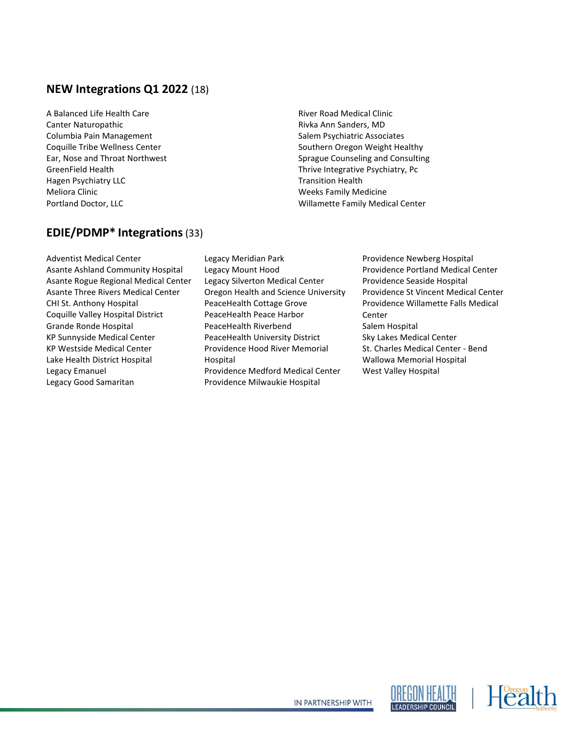## NEW Integrations Q1 2022 (18)

- A Balanced Life Health Care
- Canter Naturopathic
- Columbia Pain Management
- Coquille Tribe Wellness Center
- Ear, Nose and Throat Northwest
- GreenField Health
- Hagen Psychiatry LLC
- Meliora Clinic
- Portland Doctor, LLC
- River Road Medical Clinic
- Rivka Ann Sanders, MD
- Salem Psychiatric Associates
- Southern Oregon Weight Healthy
- Sprague Counseling and Consulting
- Thrive Integrative Psychiatry, Pc
- Transition Health
- Weeks Family Medicine
- Willamette Family Medical Center

## EDIE/PDMP* Integrations (33)

- Adventist Medical Center
- Asante Ashland Community Hospital
- Asante Rogue Regional Medical Center
- Asante Three Rivers Medical Center
- CHI St. Anthony Hospital
- Coquille Valley Hospital District
- Grande Ronde Hospital
- KP Sunnyside Medical Center
- KP Westside Medical Center
- Lake Health District Hospital
- Legacy Emanuel
- Legacy Good Samaritan
- Legacy Meridian Park
- Legacy Mount Hood
- Legacy Silverton Medical Center
- Oregon Health and Science University
- PeaceHealth Cottage Grove
- PeaceHealth Peace Harbor
- PeaceHealth Riverbend
- PeaceHealth University District
- Providence Hood River Memorial Hospital
- Providence Medford Medical Center
- Providence Milwaukie Hospital
- Providence Newberg Hospital
- Providence Portland Medical Center
- Providence Seaside Hospital
- Providence St Vincent Medical Center
- Providence Willamette Falls Medical Center
- Salem Hospital
- Sky Lakes Medical Center
- St. Charles Medical Center - Bend
- Wallowa Memorial Hospital
- West Valley Hospital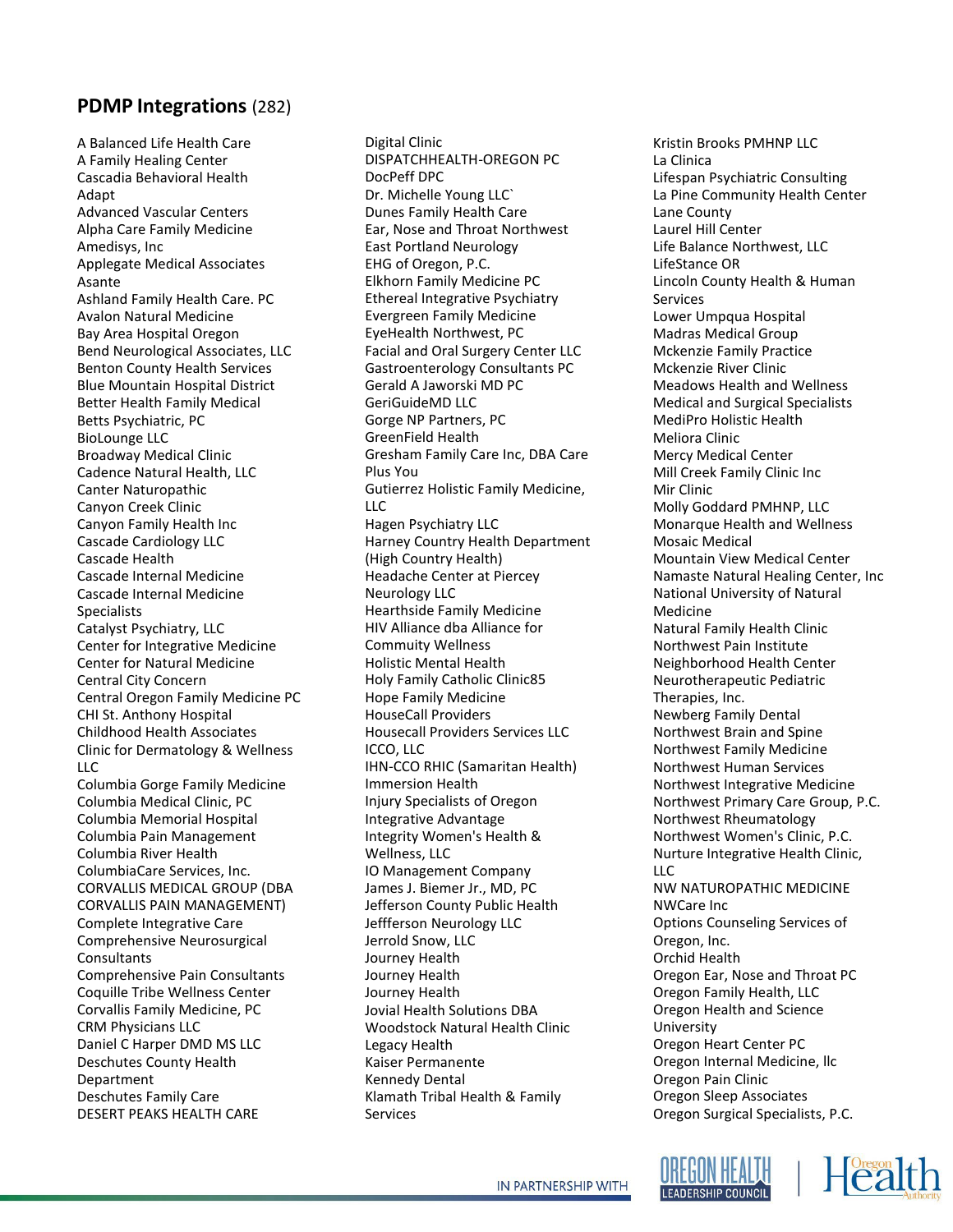## **PDMP Integrations** (282)

A Balanced Life Health Care
A Family Healing Center
Cascadia Behavioral Health
Adapt
Advanced Vascular Centers
Alpha Care Family Medicine
Amedisys, Inc
Applegate Medical Associates
Asante
Ashland Family Health Care. PC
Avalon Natural Medicine
Bay Area Hospital Oregon
Bend Neurological Associates, LLC
Benton County Health Services
Blue Mountain Hospital District
Better Health Family Medical
Betts Psychiatric, PC
BioLounge LLC
Broadway Medical Clinic
Cadence Natural Health, LLC
Canter Naturopathic
Canyon Creek Clinic
Canyon Family Health Inc
Cascade Cardiology LLC
Cascade Health
Cascade Internal Medicine
Cascade Internal Medicine Specialists
Catalyst Psychiatry, LLC
Center for Integrative Medicine
Center for Natural Medicine
Central City Concern
Central Oregon Family Medicine PC
CHI St. Anthony Hospital
Childhood Health Associates
Clinic for Dermatology & Wellness LLC
Columbia Gorge Family Medicine
Columbia Medical Clinic, PC
Columbia Memorial Hospital
Columbia Pain Management
Columbia River Health
ColumbiaCare Services, Inc.
CORVALLIS MEDICAL GROUP (DBA CORVALLIS PAIN MANAGEMENT)
Complete Integrative Care
Comprehensive Neurosurgical Consultants
Comprehensive Pain Consultants
Coquille Tribe Wellness Center
Corvallis Family Medicine, PC
CRM Physicians LLC
Daniel C Harper DMD MS LLC
Deschutes County Health Department
Deschutes Family Care
DESERT PEAKS HEALTH CARE
Digital Clinic
DISPATCHHEALTH-OREGON PC
DocPeff DPC
Dr. Michelle Young LLC`
Dunes Family Health Care
Ear, Nose and Throat Northwest
East Portland Neurology
EHG of Oregon, P.C.
Elkhorn Family Medicine PC
Ethereal Integrative Psychiatry
Evergreen Family Medicine
EyeHealth Northwest, PC
Facial and Oral Surgery Center LLC
Gastroenterology Consultants PC
Gerald A Jaworski MD PC
GeriGuideMD LLC
Gorge NP Partners, PC
GreenField Health
Gresham Family Care Inc, DBA Care Plus You
Gutierrez Holistic Family Medicine, LLC
Hagen Psychiatry LLC
Harney Country Health Department (High Country Health)
Headache Center at Piercey Neurology LLC
Hearthside Family Medicine
HIV Alliance dba Alliance for Commuity Wellness
Holistic Mental Health
Holy Family Catholic Clinic85
Hope Family Medicine
HouseCall Providers
Housecall Providers Services LLC
ICCO, LLC
IHN-CCO RHIC (Samaritan Health)
Immersion Health
Injury Specialists of Oregon
Integrative Advantage
Integrity Women's Health & Wellness, LLC
IO Management Company
James J. Biemer Jr., MD, PC
Jefferson County Public Health
Jeffferson Neurology LLC
Jerrold Snow, LLC
Journey Health
Journey Health
Journey Health
Jovial Health Solutions DBA Woodstock Natural Health Clinic
Legacy Health
Kaiser Permanente
Kennedy Dental
Klamath Tribal Health & Family Services
Kristin Brooks PMHNP LLC
La Clinica
Lifespan Psychiatric Consulting
La Pine Community Health Center
Lane County
Laurel Hill Center
Life Balance Northwest, LLC
LifeStance OR
Lincoln County Health & Human Services
Lower Umpqua Hospital
Madras Medical Group
Mckenzie Family Practice
Mckenzie River Clinic
Meadows Health and Wellness
Medical and Surgical Specialists
MediPro Holistic Health
Meliora Clinic
Mercy Medical Center
Mill Creek Family Clinic Inc
Mir Clinic
Molly Goddard PMHNP, LLC
Monarque Health and Wellness
Mosaic Medical
Mountain View Medical Center
Namaste Natural Healing Center, Inc
National University of Natural Medicine
Natural Family Health Clinic
Northwest Pain Institute
Neighborhood Health Center
Neurotherapeutic Pediatric Therapies, Inc.
Newberg Family Dental
Northwest Brain and Spine
Northwest Family Medicine
Northwest Human Services
Northwest Integrative Medicine
Northwest Primary Care Group, P.C.
Northwest Rheumatology
Northwest Women's Clinic, P.C.
Nurture Integrative Health Clinic, LLC
NW NATUROPATHIC MEDICINE
NWCare Inc
Options Counseling Services of Oregon, Inc.
Orchid Health
Oregon Ear, Nose and Throat PC
Oregon Family Health, LLC
Oregon Health and Science University
Oregon Heart Center PC
Oregon Internal Medicine, llc
Oregon Pain Clinic
Oregon Sleep Associates
Oregon Surgical Specialists, P.C.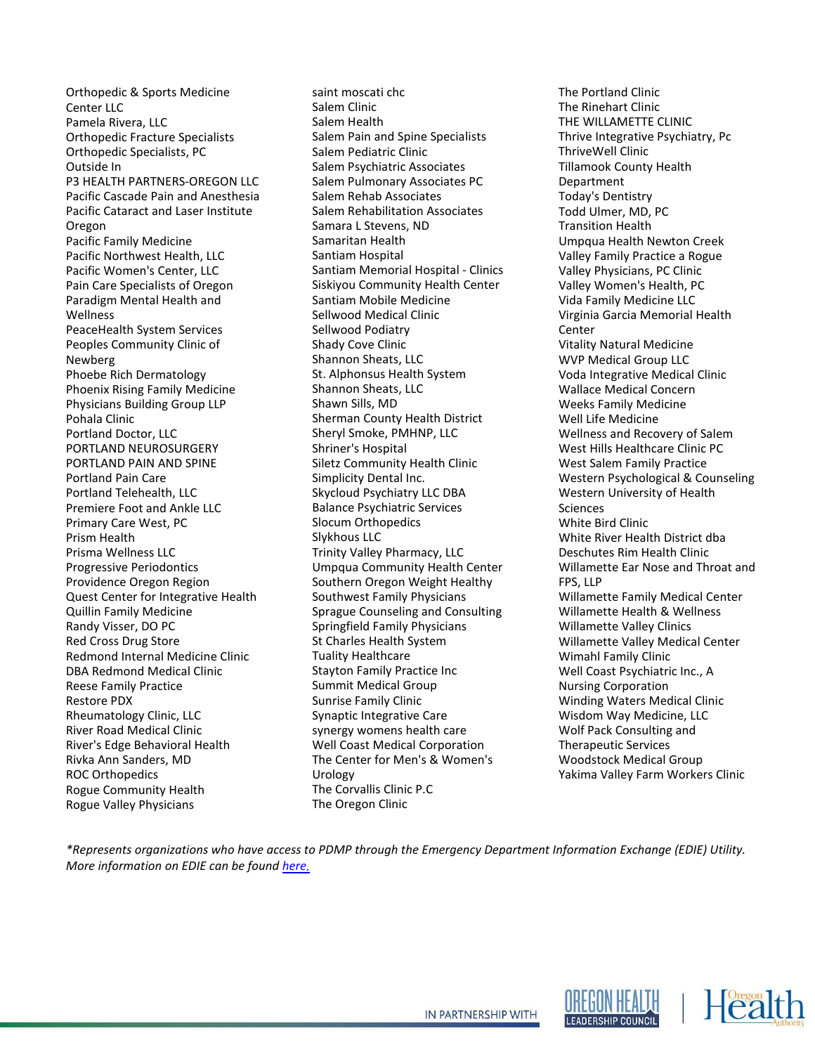Orthopedic & Sports Medicine Center LLC
Pamela Rivera, LLC
Orthopedic Fracture Specialists
Orthopedic Specialists, PC
Outside In
P3 HEALTH PARTNERS-OREGON LLC
Pacific Cascade Pain and Anesthesia
Pacific Cataract and Laser Institute Oregon
Pacific Family Medicine
Pacific Northwest Health, LLC
Pacific Women's Center, LLC
Pain Care Specialists of Oregon
Paradigm Mental Health and Wellness
PeaceHealth System Services
Peoples Community Clinic of Newberg
Phoebe Rich Dermatology
Phoenix Rising Family Medicine
Physicians Building Group LLP
Pohala Clinic
Portland Doctor, LLC
PORTLAND NEUROSURGERY
PORTLAND PAIN AND SPINE
Portland Pain Care
Portland Telehealth, LLC
Premiere Foot and Ankle LLC
Primary Care West, PC
Prism Health
Prisma Wellness LLC
Progressive Periodontics
Providence Oregon Region
Quest Center for Integrative Health
Quillin Family Medicine
Randy Visser, DO PC
Red Cross Drug Store
Redmond Internal Medicine Clinic DBA Redmond Medical Clinic
Reese Family Practice
Restore PDX
Rheumatology Clinic, LLC
River Road Medical Clinic
River's Edge Behavioral Health
Rivka Ann Sanders, MD
ROC Orthopedics
Rogue Community Health
Rogue Valley Physicians
saint moscati chc
Salem Clinic
Salem Health
Salem Pain and Spine Specialists
Salem Pediatric Clinic
Salem Psychiatric Associates
Salem Pulmonary Associates PC
Salem Rehab Associates
Salem Rehabilitation Associates
Samara L Stevens, ND
Samaritan Health
Santiam Hospital
Santiam Memorial Hospital - Clinics
Siskiyou Community Health Center
Santiam Mobile Medicine
Sellwood Medical Clinic
Sellwood Podiatry
Shady Cove Clinic
Shannon Sheats, LLC
St. Alphonsus Health System
Shannon Sheats, LLC
Shawn Sills, MD
Sherman County Health District
Sheryl Smoke, PMHNP, LLC
Shriner's Hospital
Siletz Community Health Clinic
Simplicity Dental Inc.
Skycloud Psychiatry LLC DBA Balance Psychiatric Services
Slocum Orthopedics
Slykhous LLC
Trinity Valley Pharmacy, LLC
Umpqua Community Health Center
Southern Oregon Weight Healthy
Southwest Family Physicians
Sprague Counseling and Consulting
Springfield Family Physicians
St Charles Health System
Tuality Healthcare
Stayton Family Practice Inc
Summit Medical Group
Sunrise Family Clinic
Synaptic Integrative Care
synergy womens health care
Well Coast Medical Corporation
The Center for Men's & Women's Urology
The Corvallis Clinic P.C
The Oregon Clinic
The Portland Clinic
The Rinehart Clinic
THE WILLAMETTE CLINIC
Thrive Integrative Psychiatry, Pc
ThriveWell Clinic
Tillamook County Health Department
Today's Dentistry
Todd Ulmer, MD, PC
Transition Health
Umpqua Health Newton Creek
Valley Family Practice a Rogue
Valley Physicians, PC Clinic
Valley Women's Health, PC
Vida Family Medicine LLC
Virginia Garcia Memorial Health Center
Vitality Natural Medicine
WVP Medical Group LLC
Voda Integrative Medical Clinic
Wallace Medical Concern
Weeks Family Medicine
Well Life Medicine
Wellness and Recovery of Salem
West Hills Healthcare Clinic PC
West Salem Family Practice
Western Psychological & Counseling
Western University of Health Sciences
White Bird Clinic
White River Health District dba Deschutes Rim Health Clinic
Willamette Ear Nose and Throat and FPS, LLP
Willamette Family Medical Center
Willamette Health & Wellness
Willamette Valley Clinics
Willamette Valley Medical Center
Wimahl Family Clinic
Well Coast Psychiatric Inc., A Nursing Corporation
Winding Waters Medical Clinic
Wisdom Way Medicine, LLC
Wolf Pack Consulting and Therapeutic Services
Woodstock Medical Group
Yakima Valley Farm Workers Clinic

*\*Represents organizations who have access to PDMP through the Emergency Department Information Exchange (EDIE) Utility. More information on EDIE can be found [here.](#)*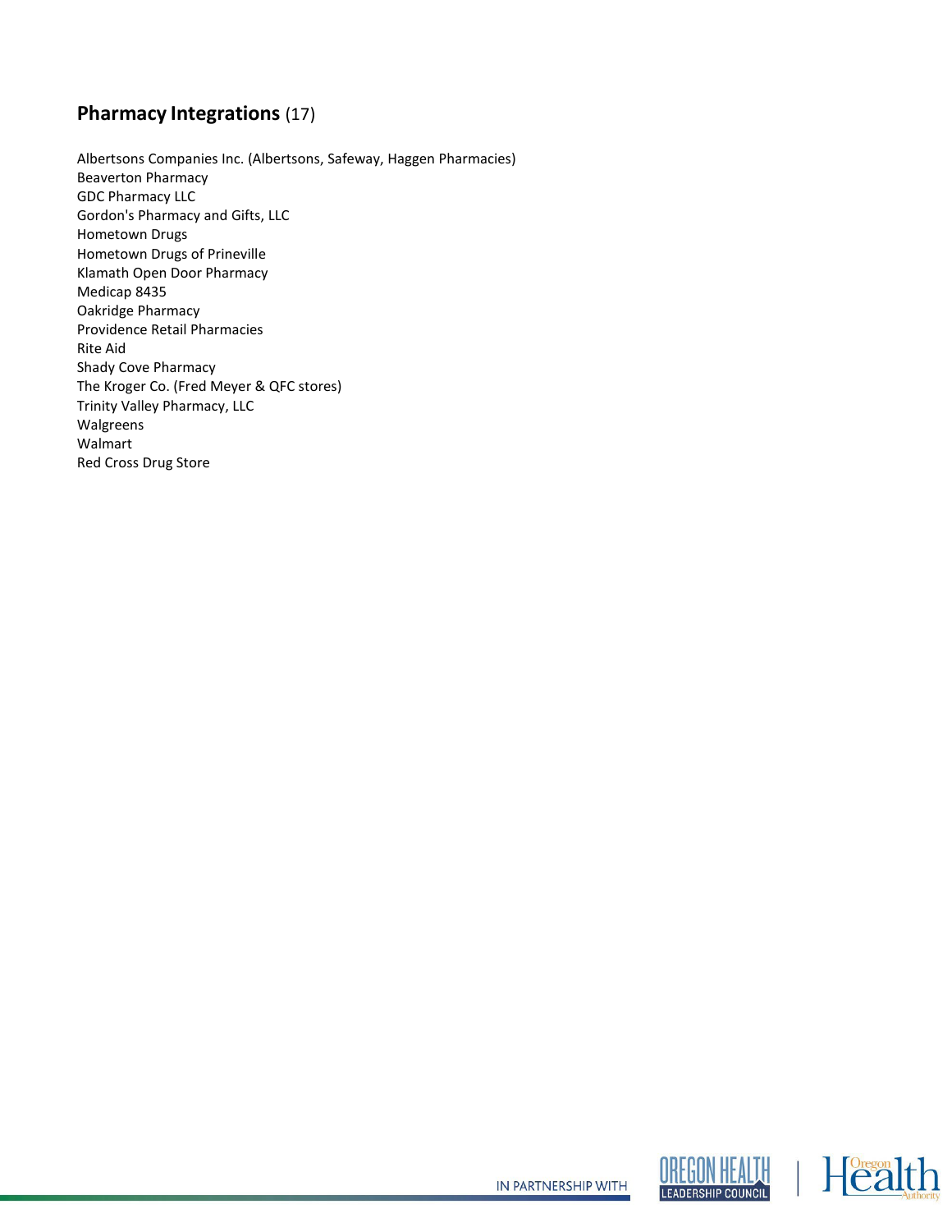## **Pharmacy Integrations** (17)

Albertsons Companies Inc. (Albertsons, Safeway, Haggen Pharmacies)
Beaverton Pharmacy
GDC Pharmacy LLC
Gordon's Pharmacy and Gifts, LLC
Hometown Drugs
Hometown Drugs of Prineville
Klamath Open Door Pharmacy
Medicap 8435
Oakridge Pharmacy
Providence Retail Pharmacies
Rite Aid
Shady Cove Pharmacy
The Kroger Co. (Fred Meyer & QFC stores)
Trinity Valley Pharmacy, LLC
Walgreens
Walmart
Red Cross Drug Store